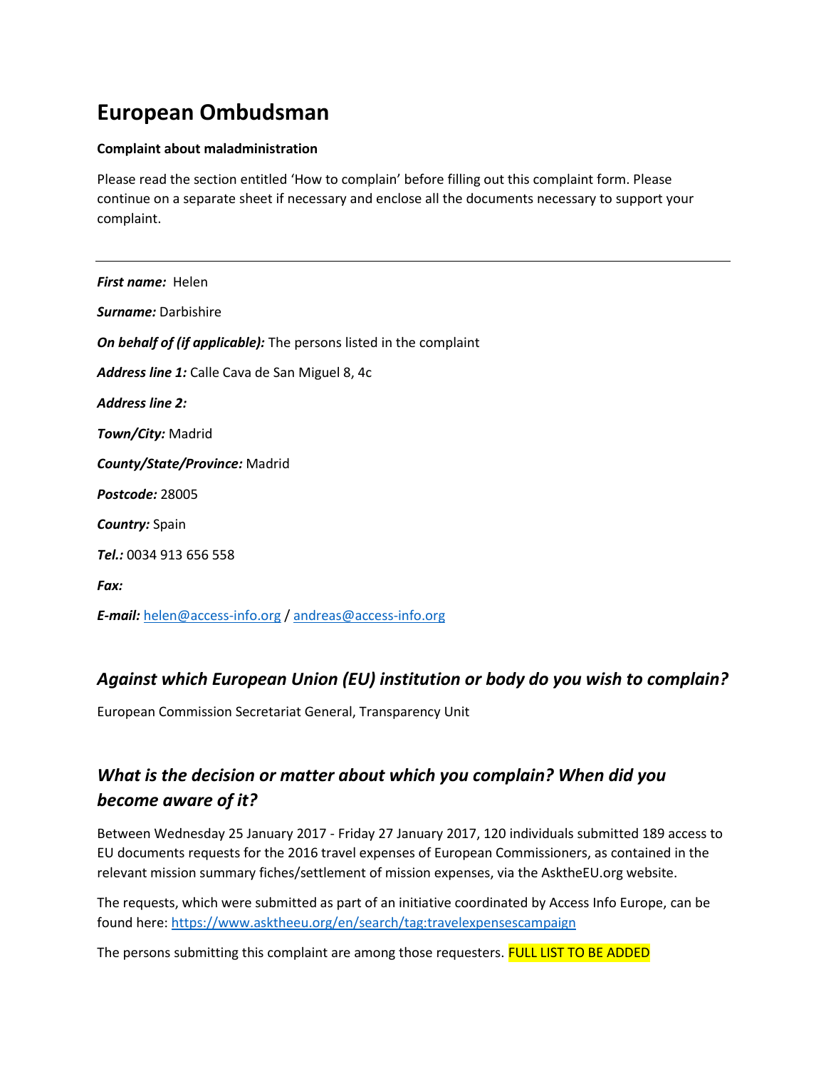# European Ombudsman

**Complaint about maladministration**

Please read the section entitled 'How to complain' before filling out this complaint form. Please continue on a separate sheet if necessary and enclose all the documents necessary to support your complaint.

---

***First name:*** Helen

***Surname:*** Darbishire

***On behalf of (if applicable):*** The persons listed in the complaint

***Address line 1:*** Calle Cava de San Miguel 8, 4c

***Address line 2:***

***Town/City:*** Madrid

***County/State/Province:*** Madrid

***Postcode:*** 28005

***Country:*** Spain

***Tel.:*** 0034 913 656 558

***Fax:***

***E-mail:*** helen@access-info.org / andreas@access-info.org

## *Against which European Union (EU) institution or body do you wish to complain?*

European Commission Secretariat General, Transparency Unit

## *What is the decision or matter about which you complain? When did you become aware of it?*

Between Wednesday 25 January 2017 - Friday 27 January 2017, 120 individuals submitted 189 access to EU documents requests for the 2016 travel expenses of European Commissioners, as contained in the relevant mission summary fiches/settlement of mission expenses, via the AsktheEU.org website.

The requests, which were submitted as part of an initiative coordinated by Access Info Europe, can be found here: https://www.asktheeu.org/en/search/tag:travelexpensescampaign

The persons submitting this complaint are among those requesters. FULL LIST TO BE ADDED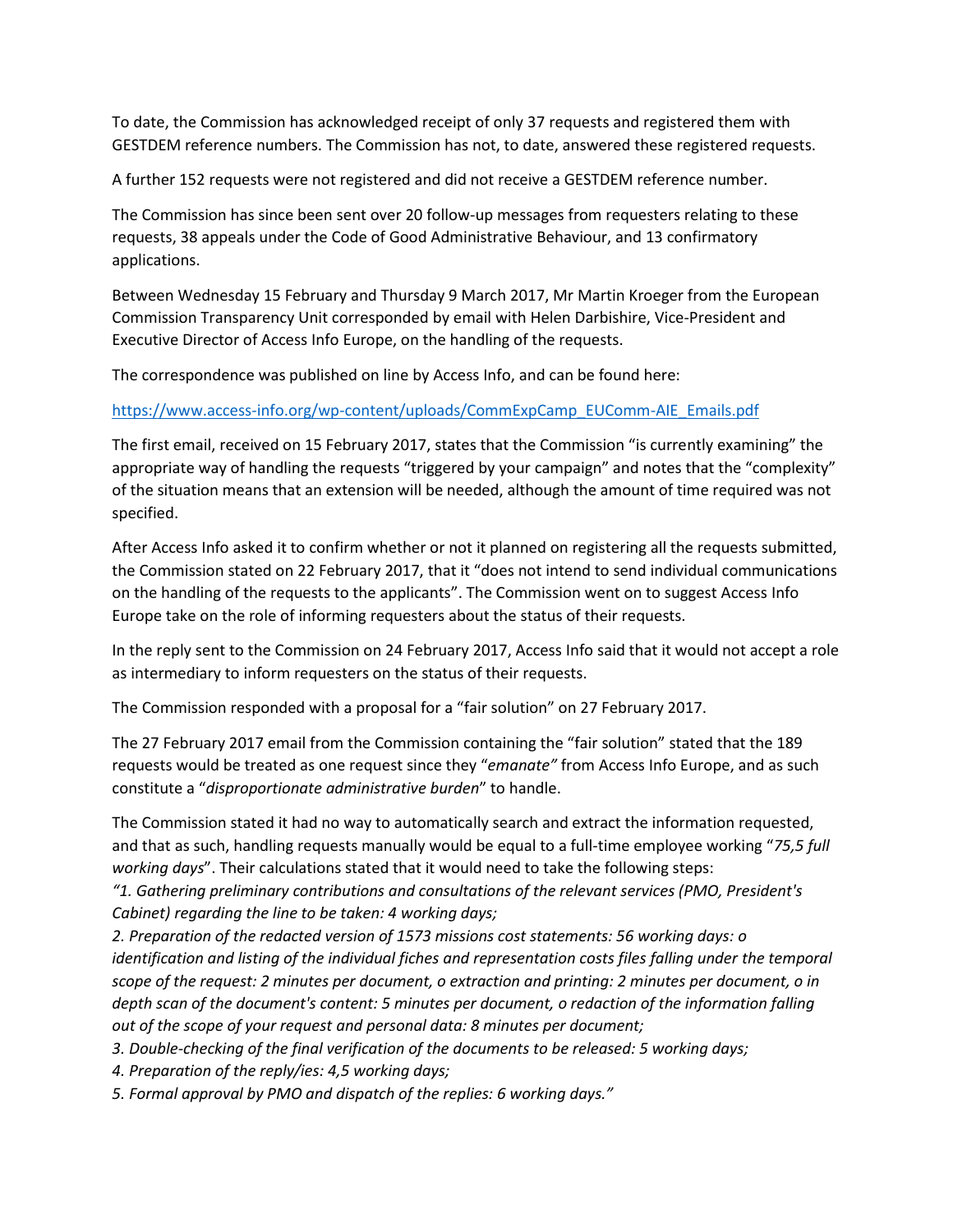To date, the Commission has acknowledged receipt of only 37 requests and registered them with GESTDEM reference numbers. The Commission has not, to date, answered these registered requests.

A further 152 requests were not registered and did not receive a GESTDEM reference number.

The Commission has since been sent over 20 follow-up messages from requesters relating to these requests, 38 appeals under the Code of Good Administrative Behaviour, and 13 confirmatory applications.

Between Wednesday 15 February and Thursday 9 March 2017, Mr Martin Kroeger from the European Commission Transparency Unit corresponded by email with Helen Darbishire, Vice-President and Executive Director of Access Info Europe, on the handling of the requests.

The correspondence was published on line by Access Info, and can be found here:

https://www.access-info.org/wp-content/uploads/CommExpCamp_EUComm-AIE_Emails.pdf

The first email, received on 15 February 2017, states that the Commission "is currently examining" the appropriate way of handling the requests "triggered by your campaign" and notes that the "complexity" of the situation means that an extension will be needed, although the amount of time required was not specified.

After Access Info asked it to confirm whether or not it planned on registering all the requests submitted, the Commission stated on 22 February 2017, that it "does not intend to send individual communications on the handling of the requests to the applicants". The Commission went on to suggest Access Info Europe take on the role of informing requesters about the status of their requests.

In the reply sent to the Commission on 24 February 2017, Access Info said that it would not accept a role as intermediary to inform requesters on the status of their requests.

The Commission responded with a proposal for a "fair solution" on 27 February 2017.

The 27 February 2017 email from the Commission containing the "fair solution" stated that the 189 requests would be treated as one request since they "*emanate"* from Access Info Europe, and as such constitute a "*disproportionate administrative burden*" to handle.

The Commission stated it had no way to automatically search and extract the information requested, and that as such, handling requests manually would be equal to a full-time employee working "*75,5 full working days*". Their calculations stated that it would need to take the following steps:

*"1. Gathering preliminary contributions and consultations of the relevant services (PMO, President's Cabinet) regarding the line to be taken: 4 working days;*

*2. Preparation of the redacted version of 1573 missions cost statements: 56 working days: o identification and listing of the individual fiches and representation costs files falling under the temporal scope of the request: 2 minutes per document, o extraction and printing: 2 minutes per document, o in depth scan of the document's content: 5 minutes per document, o redaction of the information falling out of the scope of your request and personal data: 8 minutes per document;*

*3. Double-checking of the final verification of the documents to be released: 5 working days;*

*4. Preparation of the reply/ies: 4,5 working days;*

*5. Formal approval by PMO and dispatch of the replies: 6 working days."*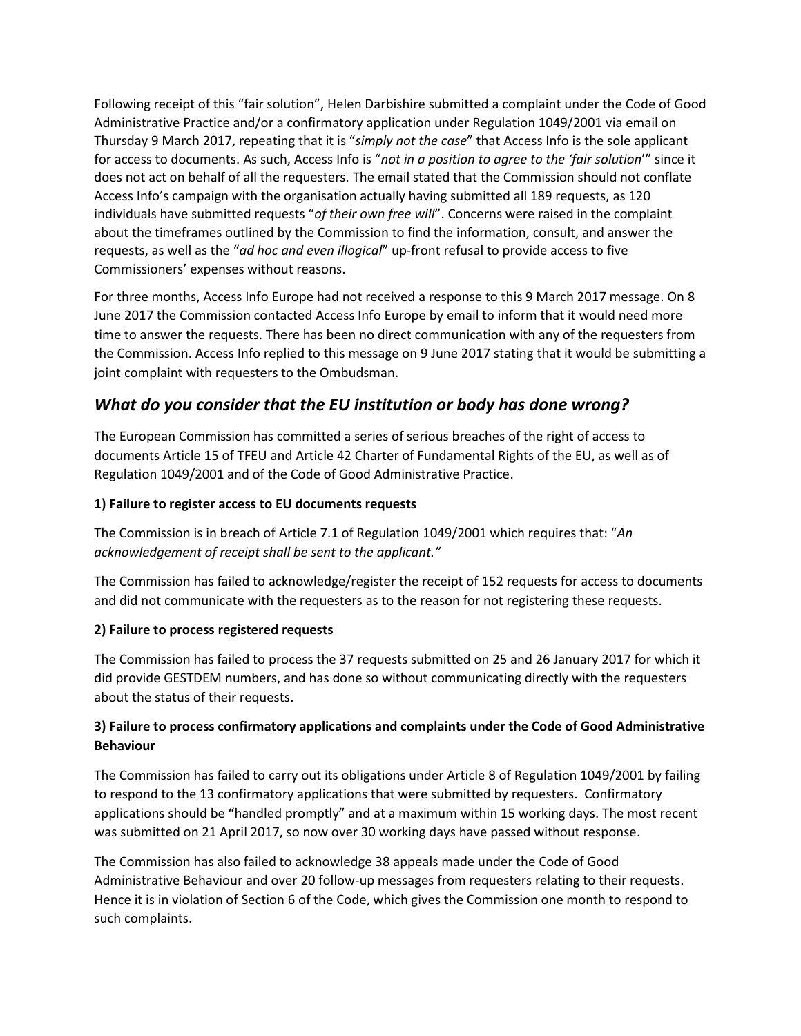Following receipt of this "fair solution", Helen Darbishire submitted a complaint under the Code of Good Administrative Practice and/or a confirmatory application under Regulation 1049/2001 via email on Thursday 9 March 2017, repeating that it is "*simply not the case*" that Access Info is the sole applicant for access to documents. As such, Access Info is "*not in a position to agree to the 'fair solution*'" since it does not act on behalf of all the requesters. The email stated that the Commission should not conflate Access Info's campaign with the organisation actually having submitted all 189 requests, as 120 individuals have submitted requests "*of their own free will*". Concerns were raised in the complaint about the timeframes outlined by the Commission to find the information, consult, and answer the requests, as well as the "*ad hoc and even illogical*" up-front refusal to provide access to five Commissioners' expenses without reasons.

For three months, Access Info Europe had not received a response to this 9 March 2017 message. On 8 June 2017 the Commission contacted Access Info Europe by email to inform that it would need more time to answer the requests. There has been no direct communication with any of the requesters from the Commission. Access Info replied to this message on 9 June 2017 stating that it would be submitting a joint complaint with requesters to the Ombudsman.

## *What do you consider that the EU institution or body has done wrong?*

The European Commission has committed a series of serious breaches of the right of access to documents Article 15 of TFEU and Article 42 Charter of Fundamental Rights of the EU, as well as of Regulation 1049/2001 and of the Code of Good Administrative Practice.

**1) Failure to register access to EU documents requests**

The Commission is in breach of Article 7.1 of Regulation 1049/2001 which requires that: "*An acknowledgement of receipt shall be sent to the applicant."*

The Commission has failed to acknowledge/register the receipt of 152 requests for access to documents and did not communicate with the requesters as to the reason for not registering these requests.

**2) Failure to process registered requests**

The Commission has failed to process the 37 requests submitted on 25 and 26 January 2017 for which it did provide GESTDEM numbers, and has done so without communicating directly with the requesters about the status of their requests.

**3) Failure to process confirmatory applications and complaints under the Code of Good Administrative Behaviour**

The Commission has failed to carry out its obligations under Article 8 of Regulation 1049/2001 by failing to respond to the 13 confirmatory applications that were submitted by requesters. Confirmatory applications should be "handled promptly" and at a maximum within 15 working days. The most recent was submitted on 21 April 2017, so now over 30 working days have passed without response.

The Commission has also failed to acknowledge 38 appeals made under the Code of Good Administrative Behaviour and over 20 follow-up messages from requesters relating to their requests. Hence it is in violation of Section 6 of the Code, which gives the Commission one month to respond to such complaints.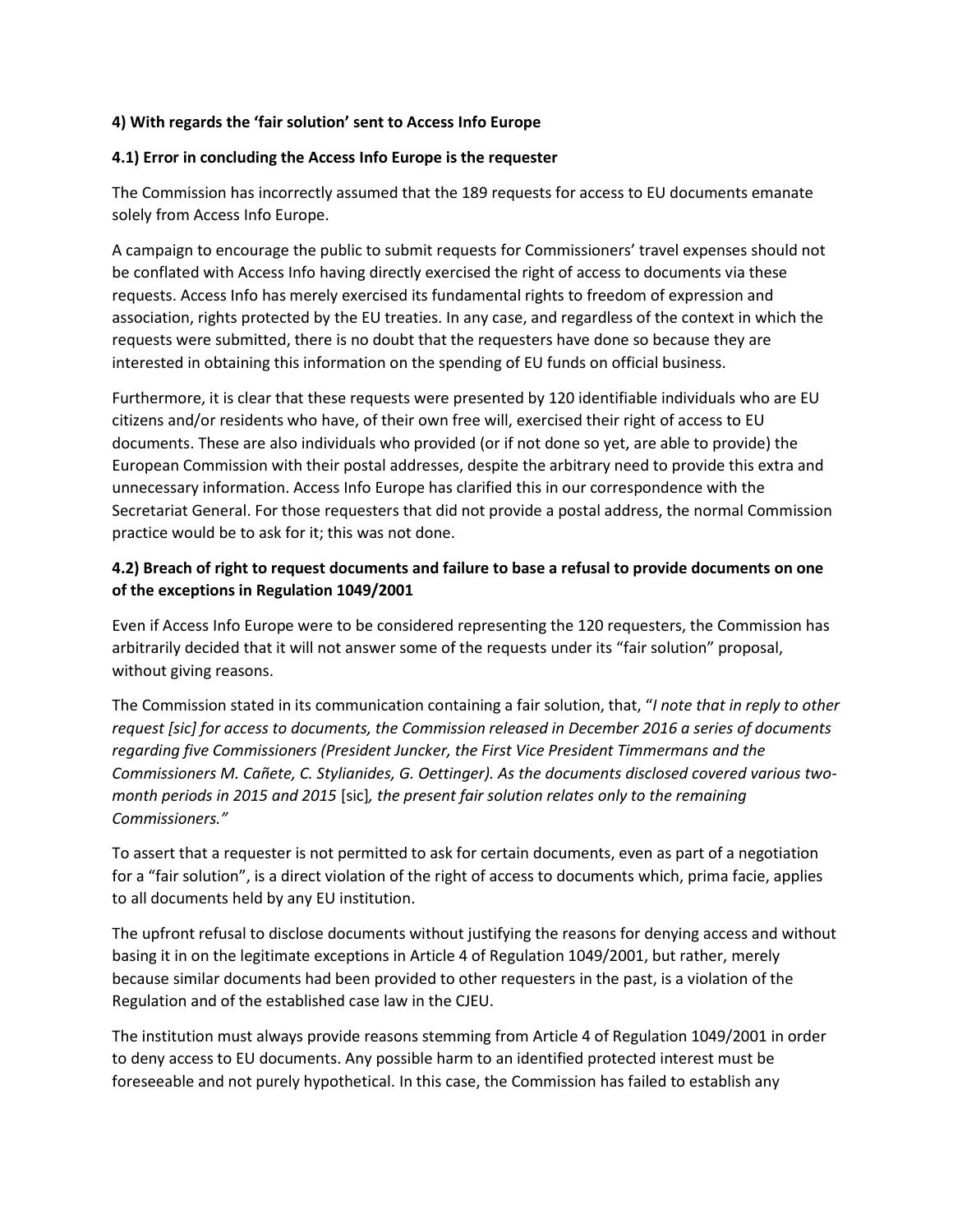**4) With regards the 'fair solution' sent to Access Info Europe**

**4.1) Error in concluding the Access Info Europe is the requester**

The Commission has incorrectly assumed that the 189 requests for access to EU documents emanate solely from Access Info Europe.

A campaign to encourage the public to submit requests for Commissioners' travel expenses should not be conflated with Access Info having directly exercised the right of access to documents via these requests. Access Info has merely exercised its fundamental rights to freedom of expression and association, rights protected by the EU treaties. In any case, and regardless of the context in which the requests were submitted, there is no doubt that the requesters have done so because they are interested in obtaining this information on the spending of EU funds on official business.

Furthermore, it is clear that these requests were presented by 120 identifiable individuals who are EU citizens and/or residents who have, of their own free will, exercised their right of access to EU documents. These are also individuals who provided (or if not done so yet, are able to provide) the European Commission with their postal addresses, despite the arbitrary need to provide this extra and unnecessary information. Access Info Europe has clarified this in our correspondence with the Secretariat General. For those requesters that did not provide a postal address, the normal Commission practice would be to ask for it; this was not done.

**4.2) Breach of right to request documents and failure to base a refusal to provide documents on one of the exceptions in Regulation 1049/2001**

Even if Access Info Europe were to be considered representing the 120 requesters, the Commission has arbitrarily decided that it will not answer some of the requests under its "fair solution" proposal, without giving reasons.

The Commission stated in its communication containing a fair solution, that, "*I note that in reply to other request [sic] for access to documents, the Commission released in December 2016 a series of documents regarding five Commissioners (President Juncker, the First Vice President Timmermans and the Commissioners M. Cañete, C. Stylianides, G. Oettinger). As the documents disclosed covered various two-month periods in 2015 and 2015* [sic]*, the present fair solution relates only to the remaining Commissioners."*

To assert that a requester is not permitted to ask for certain documents, even as part of a negotiation for a "fair solution", is a direct violation of the right of access to documents which, prima facie, applies to all documents held by any EU institution.

The upfront refusal to disclose documents without justifying the reasons for denying access and without basing it in on the legitimate exceptions in Article 4 of Regulation 1049/2001, but rather, merely because similar documents had been provided to other requesters in the past, is a violation of the Regulation and of the established case law in the CJEU.

The institution must always provide reasons stemming from Article 4 of Regulation 1049/2001 in order to deny access to EU documents. Any possible harm to an identified protected interest must be foreseeable and not purely hypothetical. In this case, the Commission has failed to establish any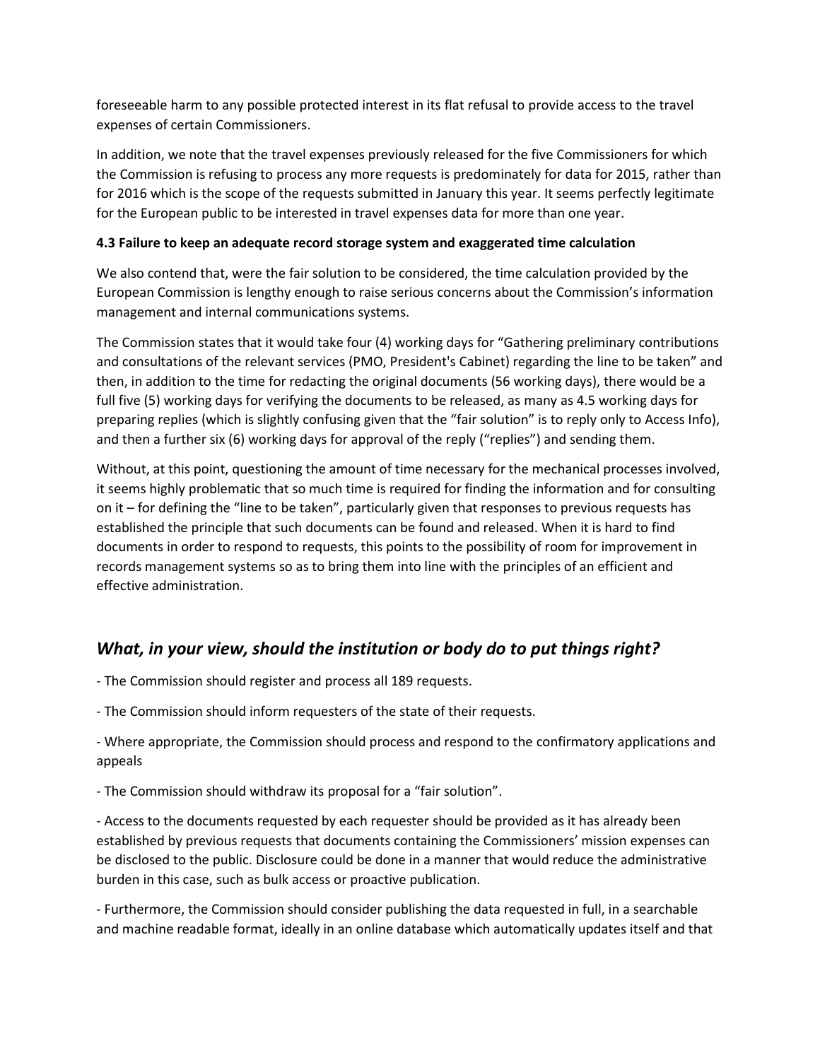foreseeable harm to any possible protected interest in its flat refusal to provide access to the travel expenses of certain Commissioners.

In addition, we note that the travel expenses previously released for the five Commissioners for which the Commission is refusing to process any more requests is predominately for data for 2015, rather than for 2016 which is the scope of the requests submitted in January this year. It seems perfectly legitimate for the European public to be interested in travel expenses data for more than one year.

**4.3 Failure to keep an adequate record storage system and exaggerated time calculation**

We also contend that, were the fair solution to be considered, the time calculation provided by the European Commission is lengthy enough to raise serious concerns about the Commission's information management and internal communications systems.

The Commission states that it would take four (4) working days for "Gathering preliminary contributions and consultations of the relevant services (PMO, President's Cabinet) regarding the line to be taken" and then, in addition to the time for redacting the original documents (56 working days), there would be a full five (5) working days for verifying the documents to be released, as many as 4.5 working days for preparing replies (which is slightly confusing given that the "fair solution" is to reply only to Access Info), and then a further six (6) working days for approval of the reply ("replies") and sending them.

Without, at this point, questioning the amount of time necessary for the mechanical processes involved, it seems highly problematic that so much time is required for finding the information and for consulting on it – for defining the "line to be taken", particularly given that responses to previous requests has established the principle that such documents can be found and released. When it is hard to find documents in order to respond to requests, this points to the possibility of room for improvement in records management systems so as to bring them into line with the principles of an efficient and effective administration.

## *What, in your view, should the institution or body do to put things right?*

- The Commission should register and process all 189 requests.

- The Commission should inform requesters of the state of their requests.

- Where appropriate, the Commission should process and respond to the confirmatory applications and appeals

- The Commission should withdraw its proposal for a "fair solution".

- Access to the documents requested by each requester should be provided as it has already been established by previous requests that documents containing the Commissioners' mission expenses can be disclosed to the public. Disclosure could be done in a manner that would reduce the administrative burden in this case, such as bulk access or proactive publication.

- Furthermore, the Commission should consider publishing the data requested in full, in a searchable and machine readable format, ideally in an online database which automatically updates itself and that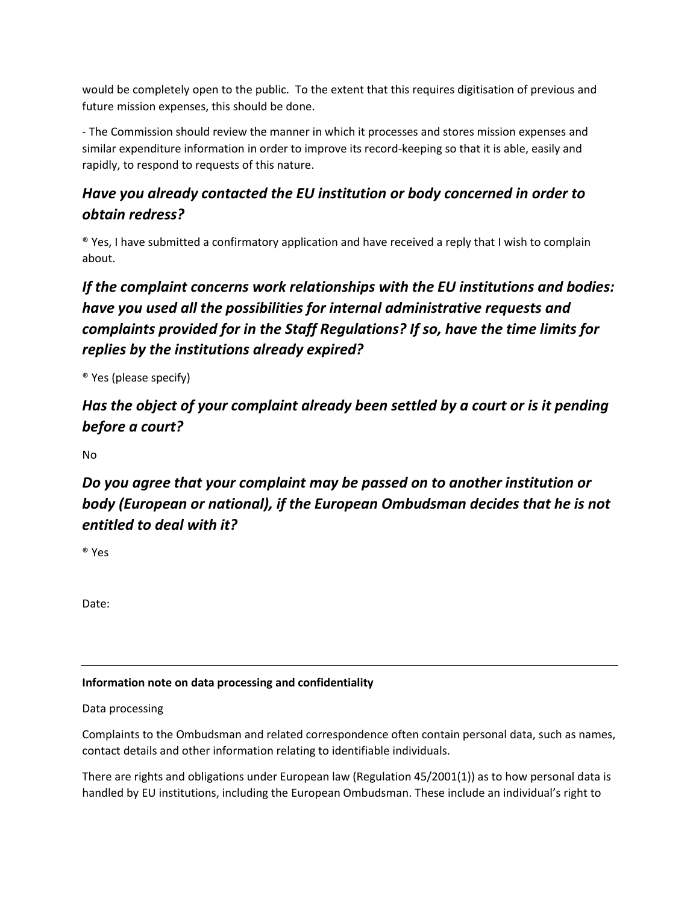would be completely open to the public. To the extent that this requires digitisation of previous and future mission expenses, this should be done.

- The Commission should review the manner in which it processes and stores mission expenses and similar expenditure information in order to improve its record-keeping so that it is able, easily and rapidly, to respond to requests of this nature.

## *Have you already contacted the EU institution or body concerned in order to obtain redress?*

® Yes, I have submitted a confirmatory application and have received a reply that I wish to complain about.

## *If the complaint concerns work relationships with the EU institutions and bodies: have you used all the possibilities for internal administrative requests and complaints provided for in the Staff Regulations? If so, have the time limits for replies by the institutions already expired?*

® Yes (please specify)

## *Has the object of your complaint already been settled by a court or is it pending before a court?*

No

## *Do you agree that your complaint may be passed on to another institution or body (European or national), if the European Ombudsman decides that he is not entitled to deal with it?*

® Yes

Date:

---

**Information note on data processing and confidentiality**

Data processing

Complaints to the Ombudsman and related correspondence often contain personal data, such as names, contact details and other information relating to identifiable individuals.

There are rights and obligations under European law (Regulation 45/2001(1)) as to how personal data is handled by EU institutions, including the European Ombudsman. These include an individual's right to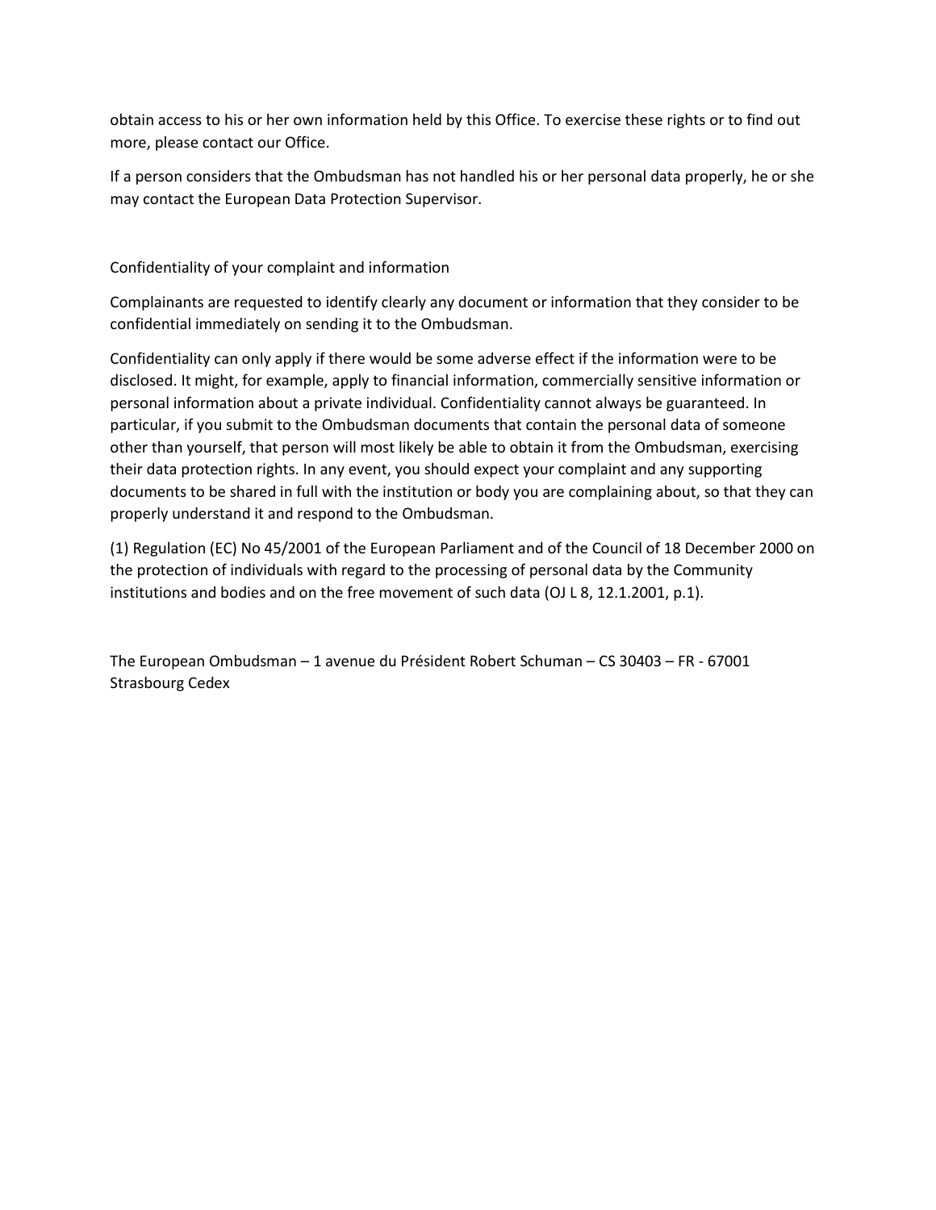obtain access to his or her own information held by this Office. To exercise these rights or to find out more, please contact our Office.

If a person considers that the Ombudsman has not handled his or her personal data properly, he or she may contact the European Data Protection Supervisor.

## Confidentiality of your complaint and information

Complainants are requested to identify clearly any document or information that they consider to be confidential immediately on sending it to the Ombudsman.

Confidentiality can only apply if there would be some adverse effect if the information were to be disclosed. It might, for example, apply to financial information, commercially sensitive information or personal information about a private individual. Confidentiality cannot always be guaranteed. In particular, if you submit to the Ombudsman documents that contain the personal data of someone other than yourself, that person will most likely be able to obtain it from the Ombudsman, exercising their data protection rights. In any event, you should expect your complaint and any supporting documents to be shared in full with the institution or body you are complaining about, so that they can properly understand it and respond to the Ombudsman.

(1) Regulation (EC) No 45/2001 of the European Parliament and of the Council of 18 December 2000 on the protection of individuals with regard to the processing of personal data by the Community institutions and bodies and on the free movement of such data (OJ L 8, 12.1.2001, p.1).

The European Ombudsman – 1 avenue du Président Robert Schuman – CS 30403 – FR - 67001 Strasbourg Cedex